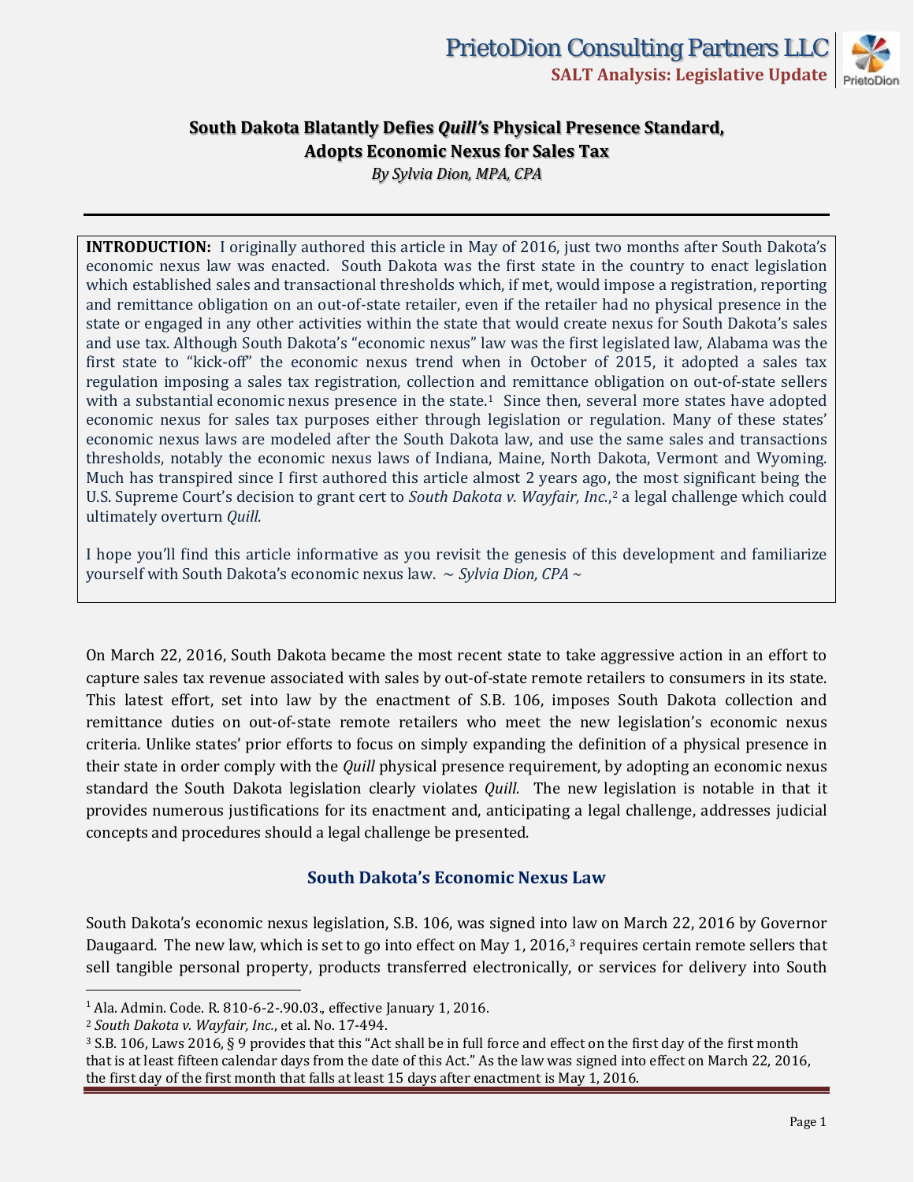# South Dakota Blatantly Defies *Quill's* Physical Presence Standard, Adopts Economic Nexus for Sales Tax

*By Sylvia Dion, MPA, CPA*

---

**INTRODUCTION:** I originally authored this article in May of 2016, just two months after South Dakota's economic nexus law was enacted. South Dakota was the first state in the country to enact legislation which established sales and transactional thresholds which, if met, would impose a registration, reporting and remittance obligation on an out-of-state retailer, even if the retailer had no physical presence in the state or engaged in any other activities within the state that would create nexus for South Dakota's sales and use tax. Although South Dakota's "economic nexus" law was the first legislated law, Alabama was the first state to "kick-off" the economic nexus trend when in October of 2015, it adopted a sales tax regulation imposing a sales tax registration, collection and remittance obligation on out-of-state sellers with a substantial economic nexus presence in the state.[1] Since then, several more states have adopted economic nexus for sales tax purposes either through legislation or regulation. Many of these states' economic nexus laws are modeled after the South Dakota law, and use the same sales and transactions thresholds, notably the economic nexus laws of Indiana, Maine, North Dakota, Vermont and Wyoming. Much has transpired since I first authored this article almost 2 years ago, the most significant being the U.S. Supreme Court's decision to grant cert to *South Dakota v. Wayfair, Inc.*,[2] a legal challenge which could ultimately overturn *Quill*.

I hope you'll find this article informative as you revisit the genesis of this development and familiarize yourself with South Dakota's economic nexus law. ~ *Sylvia Dion, CPA* ~

On March 22, 2016, South Dakota became the most recent state to take aggressive action in an effort to capture sales tax revenue associated with sales by out-of-state remote retailers to consumers in its state. This latest effort, set into law by the enactment of S.B. 106, imposes South Dakota collection and remittance duties on out-of-state remote retailers who meet the new legislation's economic nexus criteria. Unlike states' prior efforts to focus on simply expanding the definition of a physical presence in their state in order comply with the *Quill* physical presence requirement, by adopting an economic nexus standard the South Dakota legislation clearly violates *Quill.* The new legislation is notable in that it provides numerous justifications for its enactment and, anticipating a legal challenge, addresses judicial concepts and procedures should a legal challenge be presented.

## South Dakota's Economic Nexus Law

South Dakota's economic nexus legislation, S.B. 106, was signed into law on March 22, 2016 by Governor Daugaard. The new law, which is set to go into effect on May 1, 2016,[3] requires certain remote sellers that sell tangible personal property, products transferred electronically, or services for delivery into South

---

[1] Ala. Admin. Code. R. 810-6-2-.90.03., effective January 1, 2016.

[2] *South Dakota v. Wayfair, Inc.*, et al. No. 17-494.

[3] S.B. 106, Laws 2016, § 9 provides that this "Act shall be in full force and effect on the first day of the first month that is at least fifteen calendar days from the date of this Act." As the law was signed into effect on March 22, 2016, the first day of the first month that falls at least 15 days after enactment is May 1, 2016.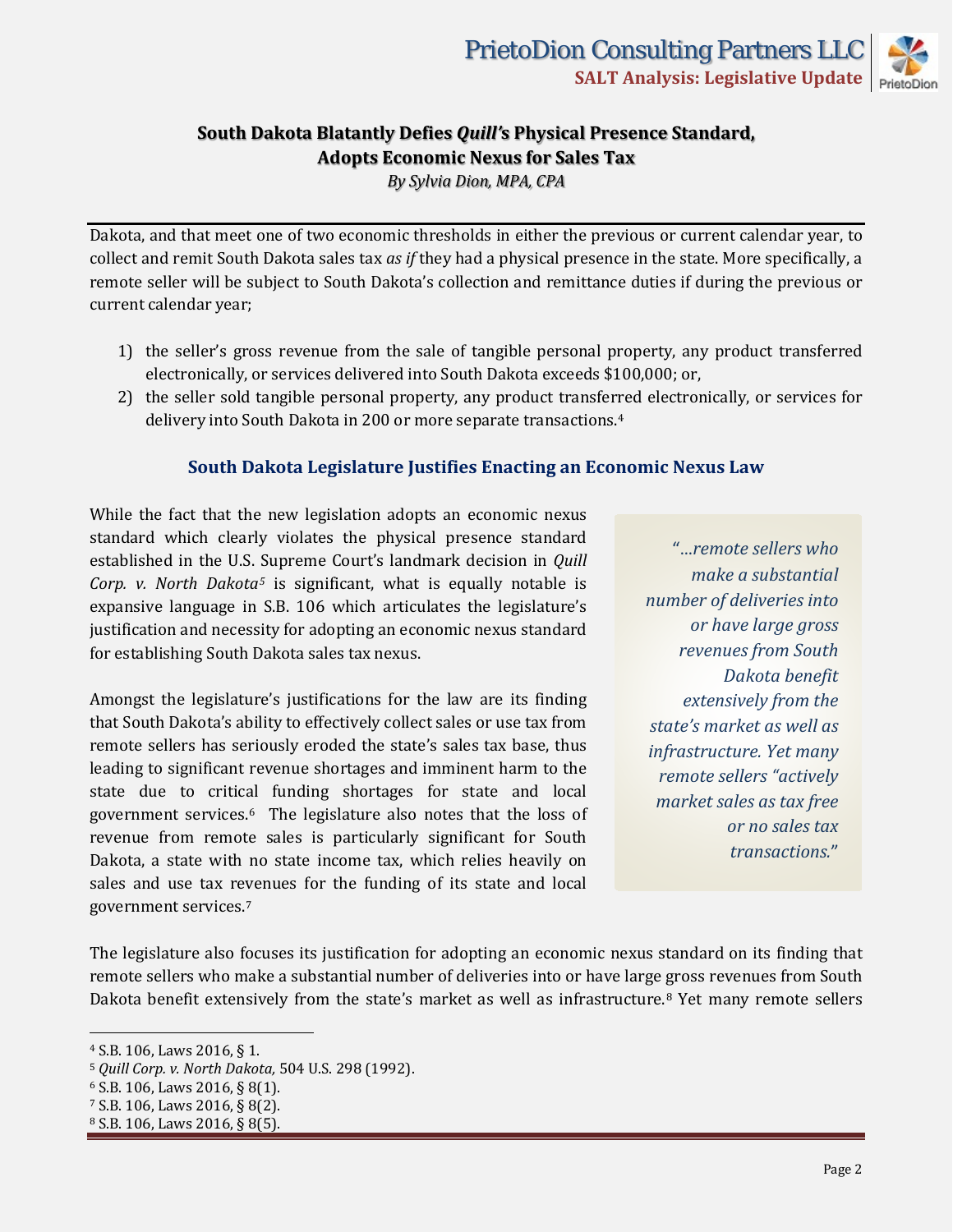Dakota, and that meet one of two economic thresholds in either the previous or current calendar year, to collect and remit South Dakota sales tax *as if* they had a physical presence in the state. More specifically, a remote seller will be subject to South Dakota's collection and remittance duties if during the previous or current calendar year;

1) the seller's gross revenue from the sale of tangible personal property, any product transferred electronically, or services delivered into South Dakota exceeds $100,000; or,
2) the seller sold tangible personal property, any product transferred electronically, or services for delivery into South Dakota in 200 or more separate transactions.[4]

## South Dakota Legislature Justifies Enacting an Economic Nexus Law

While the fact that the new legislation adopts an economic nexus standard which clearly violates the physical presence standard established in the U.S. Supreme Court's landmark decision in *Quill Corp. v. North Dakota*[5] is significant, what is equally notable is expansive language in S.B. 106 which articulates the legislature's justification and necessity for adopting an economic nexus standard for establishing South Dakota sales tax nexus.

Amongst the legislature's justifications for the law are its finding that South Dakota's ability to effectively collect sales or use tax from remote sellers has seriously eroded the state's sales tax base, thus leading to significant revenue shortages and imminent harm to the state due to critical funding shortages for state and local government services.[6] The legislature also notes that the loss of revenue from remote sales is particularly significant for South Dakota, a state with no state income tax, which relies heavily on sales and use tax revenues for the funding of its state and local government services.[7]

> *"…remote sellers who make a substantial number of deliveries into or have large gross revenues from South Dakota benefit extensively from the state's market as well as infrastructure. Yet many remote sellers "actively market sales as tax free or no sales tax transactions."*

The legislature also focuses its justification for adopting an economic nexus standard on its finding that remote sellers who make a substantial number of deliveries into or have large gross revenues from South Dakota benefit extensively from the state's market as well as infrastructure.[8] Yet many remote sellers

---

[4] S.B. 106, Laws 2016, § 1.
[5] *Quill Corp. v. North Dakota,* 504 U.S. 298 (1992).
[6] S.B. 106, Laws 2016, § 8(1).
[7] S.B. 106, Laws 2016, § 8(2).
[8] S.B. 106, Laws 2016, § 8(5).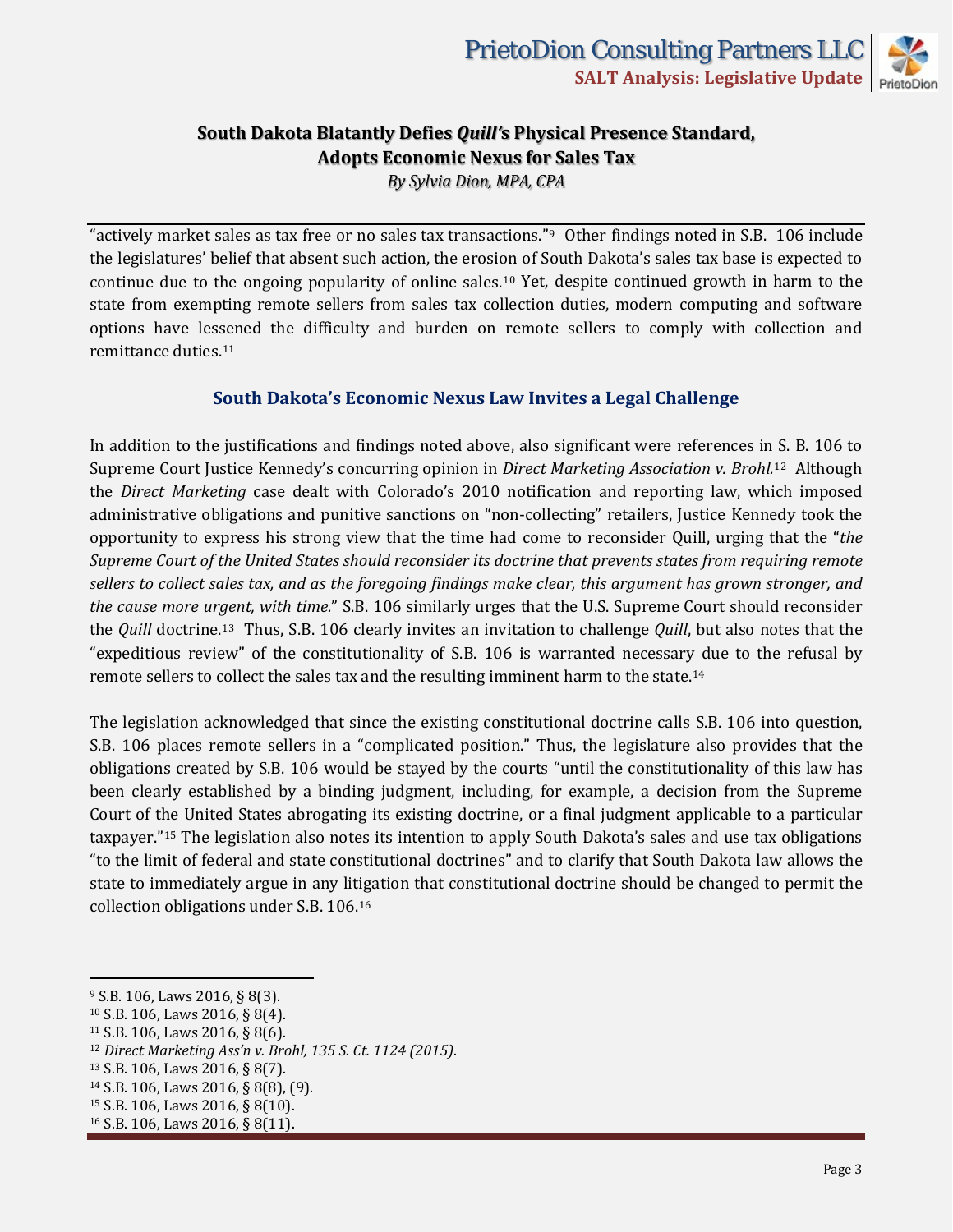"actively market sales as tax free or no sales tax transactions."[9] Other findings noted in S.B. 106 include the legislatures' belief that absent such action, the erosion of South Dakota's sales tax base is expected to continue due to the ongoing popularity of online sales.[10] Yet, despite continued growth in harm to the state from exempting remote sellers from sales tax collection duties, modern computing and software options have lessened the difficulty and burden on remote sellers to comply with collection and remittance duties.[11]

## South Dakota's Economic Nexus Law Invites a Legal Challenge

In addition to the justifications and findings noted above, also significant were references in S. B. 106 to Supreme Court Justice Kennedy's concurring opinion in *Direct Marketing Association v. Brohl.*[12] Although the *Direct Marketing* case dealt with Colorado's 2010 notification and reporting law, which imposed administrative obligations and punitive sanctions on "non-collecting" retailers, Justice Kennedy took the opportunity to express his strong view that the time had come to reconsider Quill, urging that the "*the Supreme Court of the United States should reconsider its doctrine that prevents states from requiring remote sellers to collect sales tax, and as the foregoing findings make clear, this argument has grown stronger, and the cause more urgent, with time.*" S.B. 106 similarly urges that the U.S. Supreme Court should reconsider the *Quill* doctrine.[13] Thus, S.B. 106 clearly invites an invitation to challenge *Quill*, but also notes that the "expeditious review" of the constitutionality of S.B. 106 is warranted necessary due to the refusal by remote sellers to collect the sales tax and the resulting imminent harm to the state.[14]

The legislation acknowledged that since the existing constitutional doctrine calls S.B. 106 into question, S.B. 106 places remote sellers in a "complicated position." Thus, the legislature also provides that the obligations created by S.B. 106 would be stayed by the courts "until the constitutionality of this law has been clearly established by a binding judgment, including, for example, a decision from the Supreme Court of the United States abrogating its existing doctrine, or a final judgment applicable to a particular taxpayer."[15] The legislation also notes its intention to apply South Dakota's sales and use tax obligations "to the limit of federal and state constitutional doctrines" and to clarify that South Dakota law allows the state to immediately argue in any litigation that constitutional doctrine should be changed to permit the collection obligations under S.B. 106.[16]

---

[9] S.B. 106, Laws 2016, § 8(3).
[10] S.B. 106, Laws 2016, § 8(4).
[11] S.B. 106, Laws 2016, § 8(6).
[12] *Direct Marketing Ass'n v. Brohl, 135 S. Ct. 1124 (2015).*
[13] S.B. 106, Laws 2016, § 8(7).
[14] S.B. 106, Laws 2016, § 8(8), (9).
[15] S.B. 106, Laws 2016, § 8(10).
[16] S.B. 106, Laws 2016, § 8(11).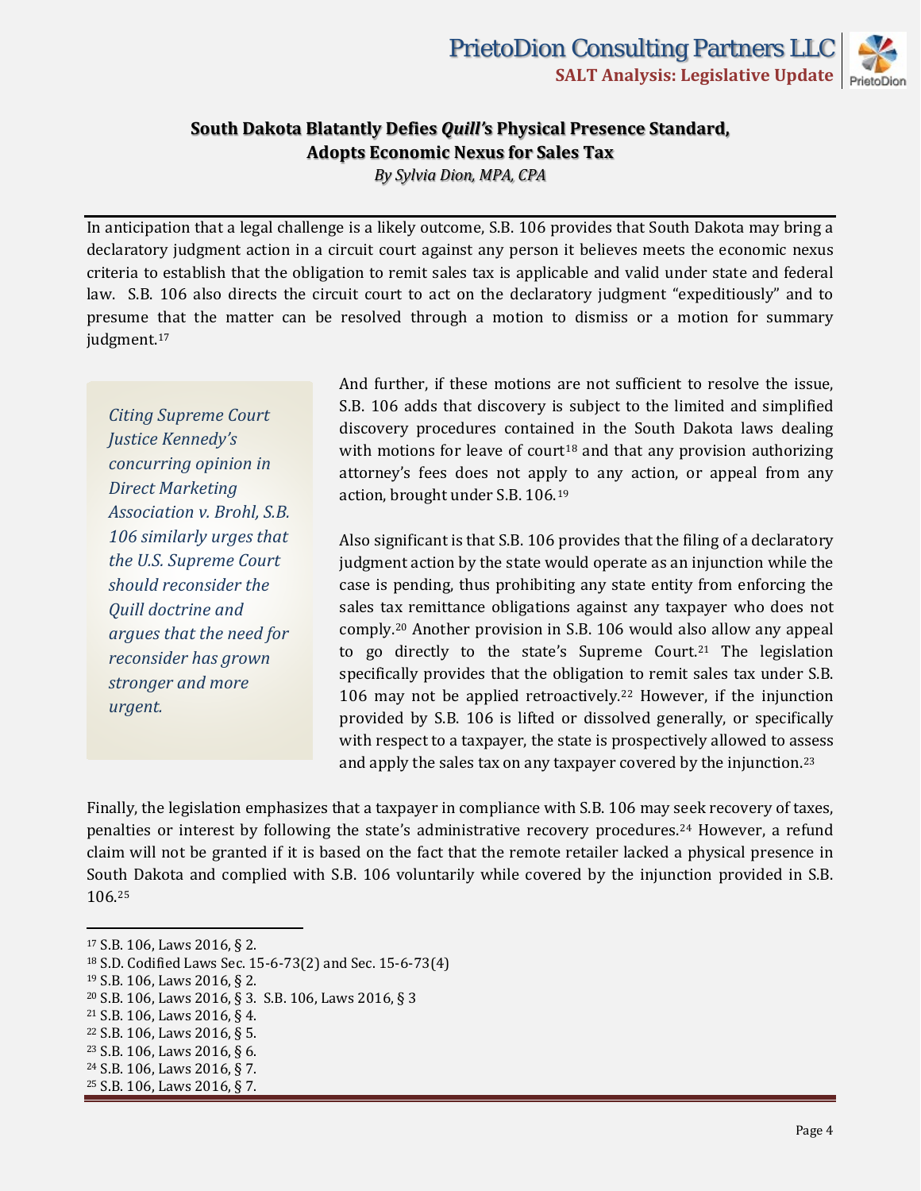## South Dakota Blatantly Defies *Quill's* Physical Presence Standard, Adopts Economic Nexus for Sales Tax

*By Sylvia Dion, MPA, CPA*

In anticipation that a legal challenge is a likely outcome, S.B. 106 provides that South Dakota may bring a declaratory judgment action in a circuit court against any person it believes meets the economic nexus criteria to establish that the obligation to remit sales tax is applicable and valid under state and federal law. S.B. 106 also directs the circuit court to act on the declaratory judgment "expeditiously" and to presume that the matter can be resolved through a motion to dismiss or a motion for summary judgment.[17]

> *Citing Supreme Court Justice Kennedy's concurring opinion in Direct Marketing Association v. Brohl, S.B. 106 similarly urges that the U.S. Supreme Court should reconsider the Quill doctrine and argues that the need for reconsider has grown stronger and more urgent.*

And further, if these motions are not sufficient to resolve the issue, S.B. 106 adds that discovery is subject to the limited and simplified discovery procedures contained in the South Dakota laws dealing with motions for leave of court[18] and that any provision authorizing attorney's fees does not apply to any action, or appeal from any action, brought under S.B. 106.[19]

Also significant is that S.B. 106 provides that the filing of a declaratory judgment action by the state would operate as an injunction while the case is pending, thus prohibiting any state entity from enforcing the sales tax remittance obligations against any taxpayer who does not comply.[20] Another provision in S.B. 106 would also allow any appeal to go directly to the state's Supreme Court.[21] The legislation specifically provides that the obligation to remit sales tax under S.B. 106 may not be applied retroactively.[22] However, if the injunction provided by S.B. 106 is lifted or dissolved generally, or specifically with respect to a taxpayer, the state is prospectively allowed to assess and apply the sales tax on any taxpayer covered by the injunction.[23]

Finally, the legislation emphasizes that a taxpayer in compliance with S.B. 106 may seek recovery of taxes, penalties or interest by following the state's administrative recovery procedures.[24] However, a refund claim will not be granted if it is based on the fact that the remote retailer lacked a physical presence in South Dakota and complied with S.B. 106 voluntarily while covered by the injunction provided in S.B. 106.[25]

---

[17] S.B. 106, Laws 2016, § 2.
[18] S.D. Codified Laws Sec. 15-6-73(2) and Sec. 15-6-73(4)
[19] S.B. 106, Laws 2016, § 2.
[20] S.B. 106, Laws 2016, § 3. S.B. 106, Laws 2016, § 3
[21] S.B. 106, Laws 2016, § 4.
[22] S.B. 106, Laws 2016, § 5.
[23] S.B. 106, Laws 2016, § 6.
[24] S.B. 106, Laws 2016, § 7.
[25] S.B. 106, Laws 2016, § 7.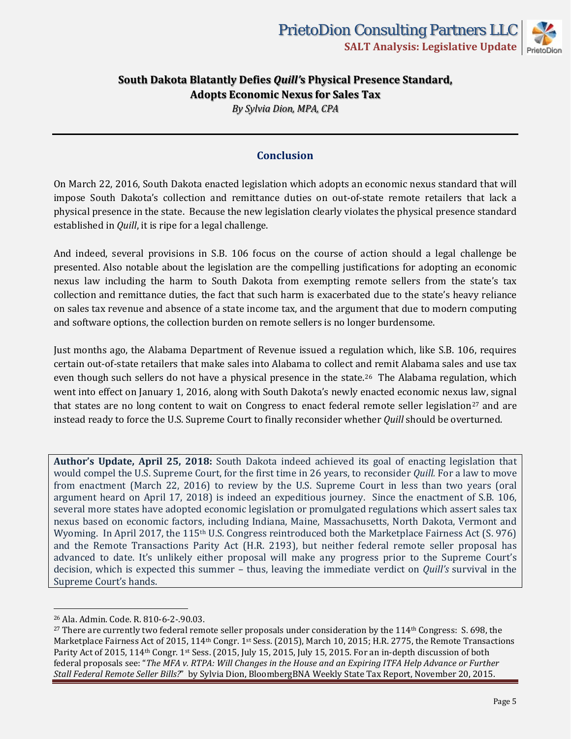## Conclusion

On March 22, 2016, South Dakota enacted legislation which adopts an economic nexus standard that will impose South Dakota's collection and remittance duties on out-of-state remote retailers that lack a physical presence in the state. Because the new legislation clearly violates the physical presence standard established in *Quill*, it is ripe for a legal challenge.

And indeed, several provisions in S.B. 106 focus on the course of action should a legal challenge be presented. Also notable about the legislation are the compelling justifications for adopting an economic nexus law including the harm to South Dakota from exempting remote sellers from the state's tax collection and remittance duties, the fact that such harm is exacerbated due to the state's heavy reliance on sales tax revenue and absence of a state income tax, and the argument that due to modern computing and software options, the collection burden on remote sellers is no longer burdensome.

Just months ago, the Alabama Department of Revenue issued a regulation which, like S.B. 106, requires certain out-of-state retailers that make sales into Alabama to collect and remit Alabama sales and use tax even though such sellers do not have a physical presence in the state.[26] The Alabama regulation, which went into effect on January 1, 2016, along with South Dakota's newly enacted economic nexus law, signal that states are no long content to wait on Congress to enact federal remote seller legislation[27] and are instead ready to force the U.S. Supreme Court to finally reconsider whether *Quill* should be overturned.

**Author's Update, April 25, 2018:** South Dakota indeed achieved its goal of enacting legislation that would compel the U.S. Supreme Court, for the first time in 26 years, to reconsider *Quill.* For a law to move from enactment (March 22, 2016) to review by the U.S. Supreme Court in less than two years (oral argument heard on April 17, 2018) is indeed an expeditious journey. Since the enactment of S.B. 106, several more states have adopted economic legislation or promulgated regulations which assert sales tax nexus based on economic factors, including Indiana, Maine, Massachusetts, North Dakota, Vermont and Wyoming. In April 2017, the 115th U.S. Congress reintroduced both the Marketplace Fairness Act (S. 976) and the Remote Transactions Parity Act (H.R. 2193), but neither federal remote seller proposal has advanced to date. It's unlikely either proposal will make any progress prior to the Supreme Court's decision, which is expected this summer – thus, leaving the immediate verdict on *Quill's* survival in the Supreme Court's hands.

---

[26] Ala. Admin. Code. R. 810-6-2-.90.03.

[27] There are currently two federal remote seller proposals under consideration by the 114th Congress: S. 698, the Marketplace Fairness Act of 2015, 114th Congr. 1st Sess. (2015), March 10, 2015; H.R. 2775, the Remote Transactions Parity Act of 2015, 114th Congr. 1st Sess. (2015, July 15, 2015, July 15, 2015. For an in-depth discussion of both federal proposals see: "*The MFA v. RTPA: Will Changes in the House and an Expiring ITFA Help Advance or Further Stall Federal Remote Seller Bills?*" by Sylvia Dion, BloombergBNA Weekly State Tax Report, November 20, 2015.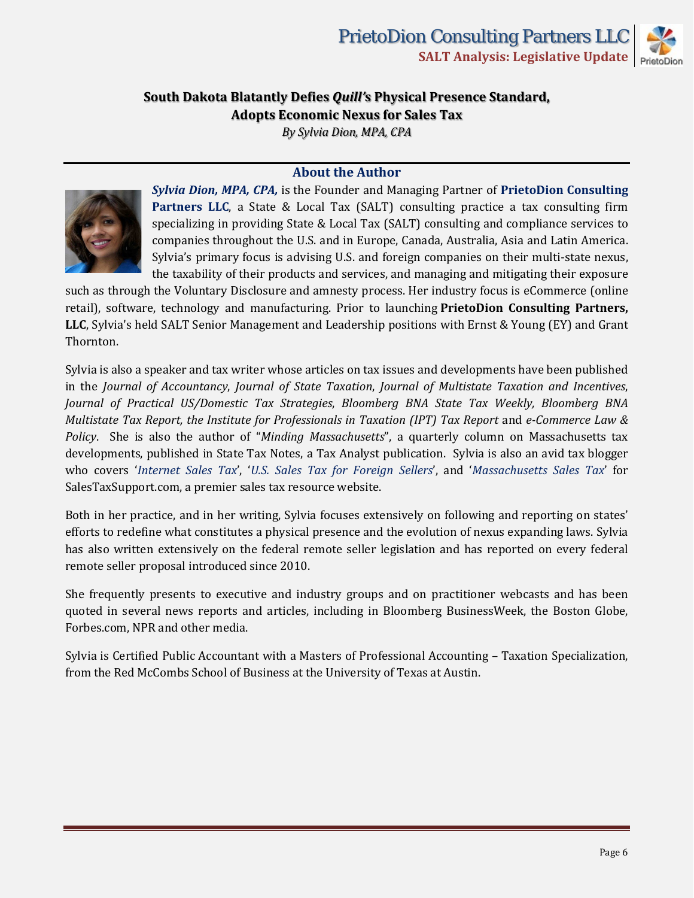## South Dakota Blatantly Defies *Quill's* Physical Presence Standard, Adopts Economic Nexus for Sales Tax

*By Sylvia Dion, MPA, CPA*

### About the Author

***Sylvia Dion, MPA, CPA,*** is the Founder and Managing Partner of **PrietoDion Consulting Partners LLC**, a State & Local Tax (SALT) consulting practice a tax consulting firm specializing in providing State & Local Tax (SALT) consulting and compliance services to companies throughout the U.S. and in Europe, Canada, Australia, Asia and Latin America. Sylvia's primary focus is advising U.S. and foreign companies on their multi-state nexus, the taxability of their products and services, and managing and mitigating their exposure such as through the Voluntary Disclosure and amnesty process. Her industry focus is eCommerce (online retail), software, technology and manufacturing. Prior to launching **PrietoDion Consulting Partners, LLC**, Sylvia's held SALT Senior Management and Leadership positions with Ernst & Young (EY) and Grant Thornton.

Sylvia is also a speaker and tax writer whose articles on tax issues and developments have been published in the *Journal of Accountancy*, *Journal of State Taxation*, *Journal of Multistate Taxation and Incentives*, *Journal of Practical US/Domestic Tax Strategies*, *Bloomberg BNA State Tax Weekly, Bloomberg BNA Multistate Tax Report, the Institute for Professionals in Taxation (IPT) Tax Report* and *e-Commerce Law & Policy*. She is also the author of "*Minding Massachusetts*", a quarterly column on Massachusetts tax developments, published in State Tax Notes, a Tax Analyst publication. Sylvia is also an avid tax blogger who covers '*Internet Sales Tax*', '*U.S. Sales Tax for Foreign Sellers*', and '*Massachusetts Sales Tax*' for SalesTaxSupport.com, a premier sales tax resource website.

Both in her practice, and in her writing, Sylvia focuses extensively on following and reporting on states' efforts to redefine what constitutes a physical presence and the evolution of nexus expanding laws. Sylvia has also written extensively on the federal remote seller legislation and has reported on every federal remote seller proposal introduced since 2010.

She frequently presents to executive and industry groups and on practitioner webcasts and has been quoted in several news reports and articles, including in Bloomberg BusinessWeek, the Boston Globe, Forbes.com, NPR and other media.

Sylvia is Certified Public Accountant with a Masters of Professional Accounting – Taxation Specialization, from the Red McCombs School of Business at the University of Texas at Austin.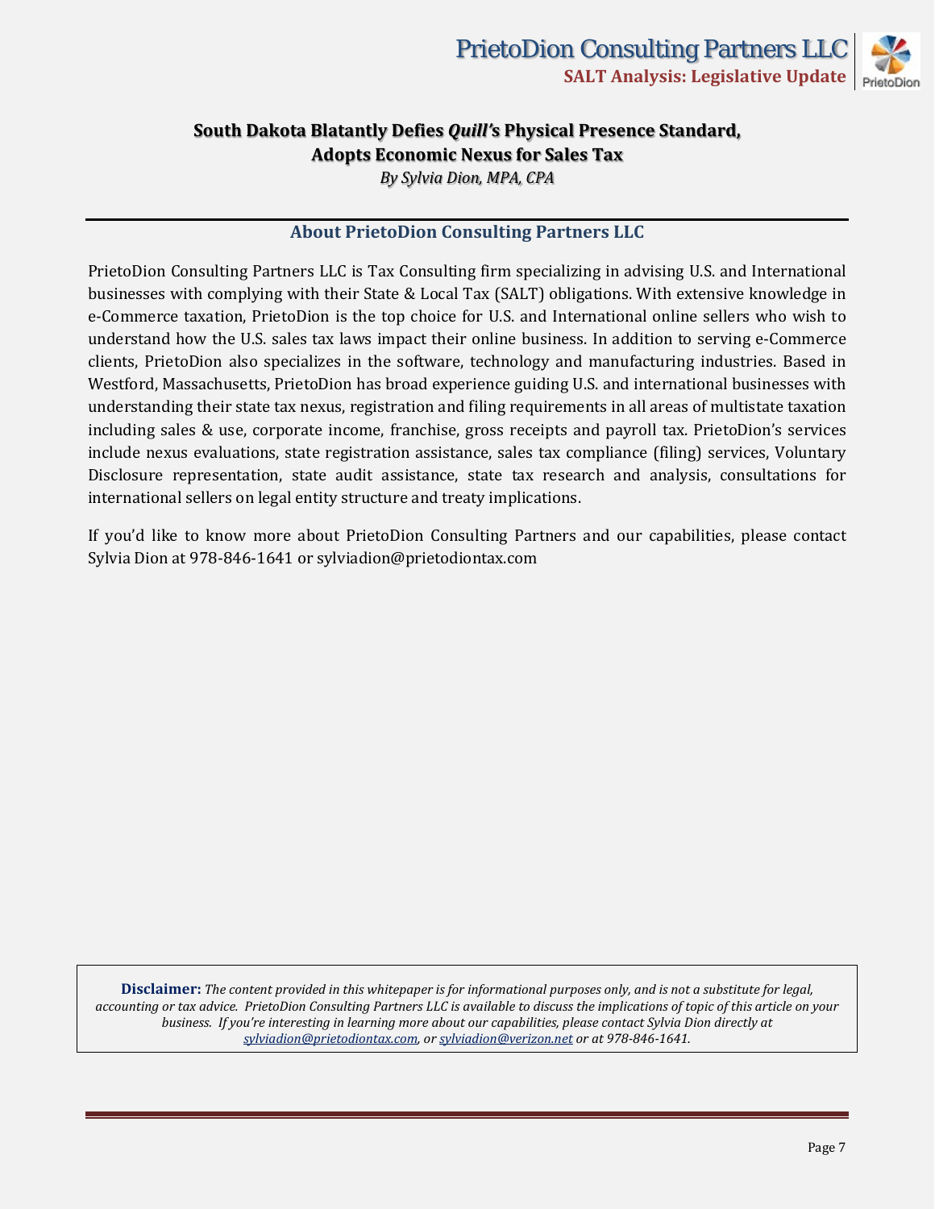## About PrietoDion Consulting Partners LLC

PrietoDion Consulting Partners LLC is Tax Consulting firm specializing in advising U.S. and International businesses with complying with their State & Local Tax (SALT) obligations. With extensive knowledge in e-Commerce taxation, PrietoDion is the top choice for U.S. and International online sellers who wish to understand how the U.S. sales tax laws impact their online business. In addition to serving e-Commerce clients, PrietoDion also specializes in the software, technology and manufacturing industries. Based in Westford, Massachusetts, PrietoDion has broad experience guiding U.S. and international businesses with understanding their state tax nexus, registration and filing requirements in all areas of multistate taxation including sales & use, corporate income, franchise, gross receipts and payroll tax. PrietoDion's services include nexus evaluations, state registration assistance, sales tax compliance (filing) services, Voluntary Disclosure representation, state audit assistance, state tax research and analysis, consultations for international sellers on legal entity structure and treaty implications.

If you'd like to know more about PrietoDion Consulting Partners and our capabilities, please contact Sylvia Dion at 978-846-1641 or sylviadion@prietodiontax.com

**Disclaimer:** *The content provided in this whitepaper is for informational purposes only, and is not a substitute for legal, accounting or tax advice. PrietoDion Consulting Partners LLC is available to discuss the implications of topic of this article on your business. If you're interesting in learning more about our capabilities, please contact Sylvia Dion directly at sylviadion@prietodiontax.com, or sylviadion@verizon.net or at 978-846-1641.*